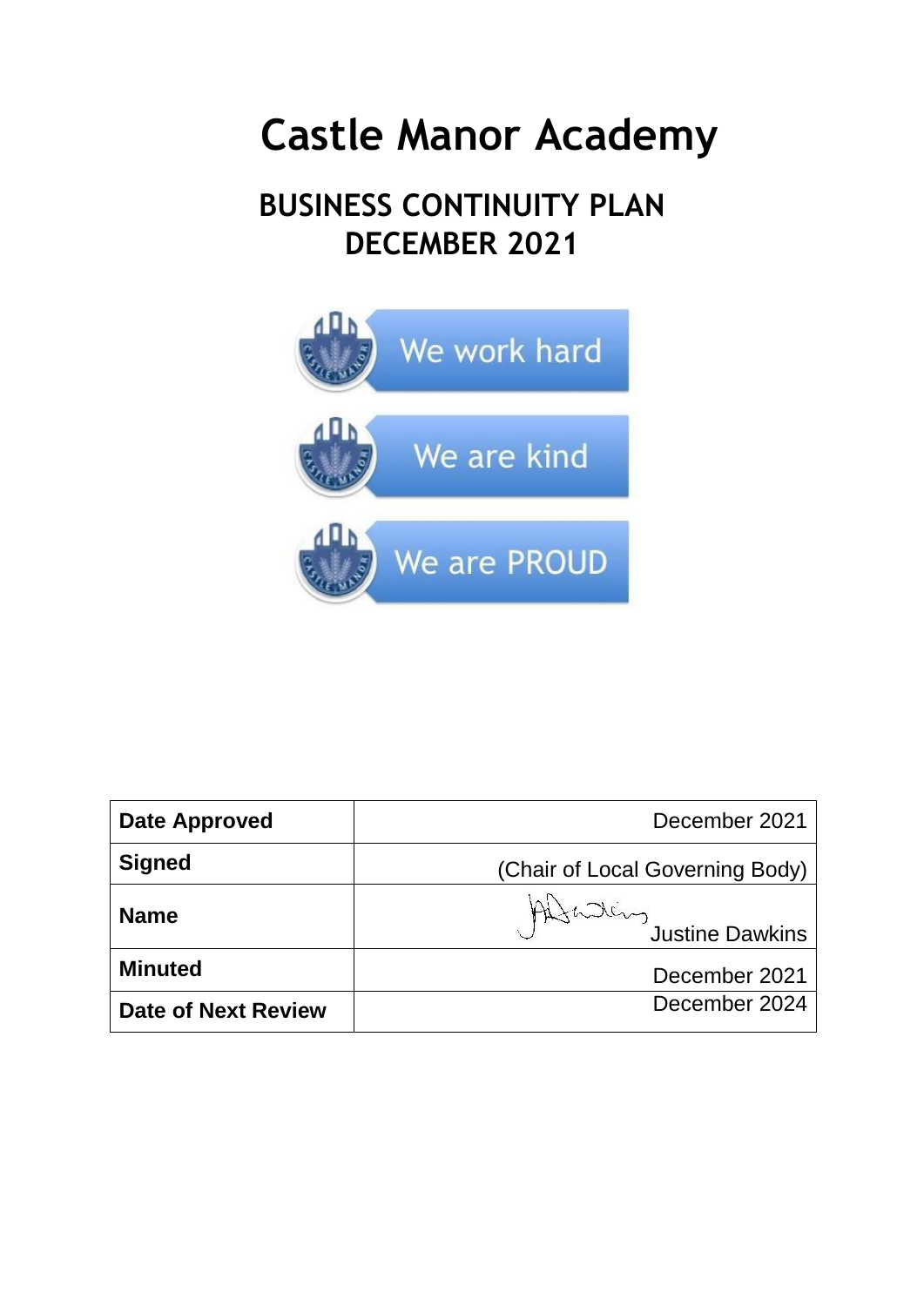# Castle Manor Academy

## BUSINESS CONTINUITY PLAN
## DECEMBER 2021

We work hard

We are kind

We are PROUD

| **Date Approved** | December 2021 |
|---|---|
| **Signed** | (Chair of Local Governing Body) |
| **Name** | Justine Dawkins |
| **Minuted** | December 2021 |
| **Date of Next Review** | December 2024 |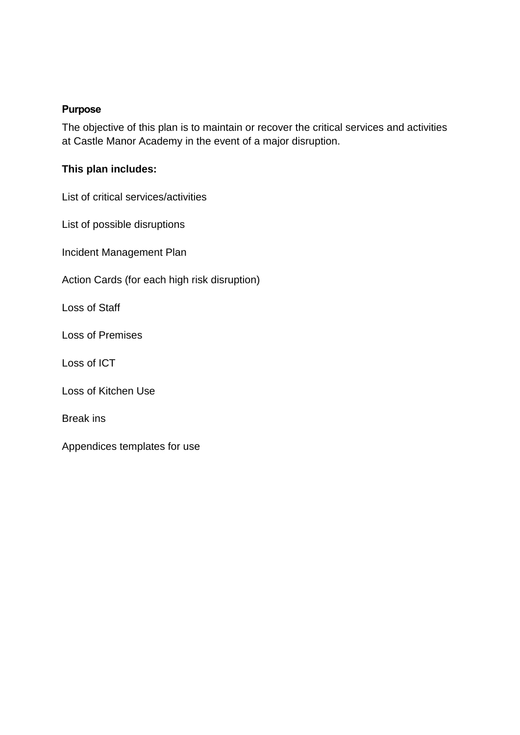## Purpose

The objective of this plan is to maintain or recover the critical services and activities at Castle Manor Academy in the event of a major disruption.

**This plan includes:**

List of critical services/activities

List of possible disruptions

Incident Management Plan

Action Cards (for each high risk disruption)

Loss of Staff

Loss of Premises

Loss of ICT

Loss of Kitchen Use

Break ins

Appendices templates for use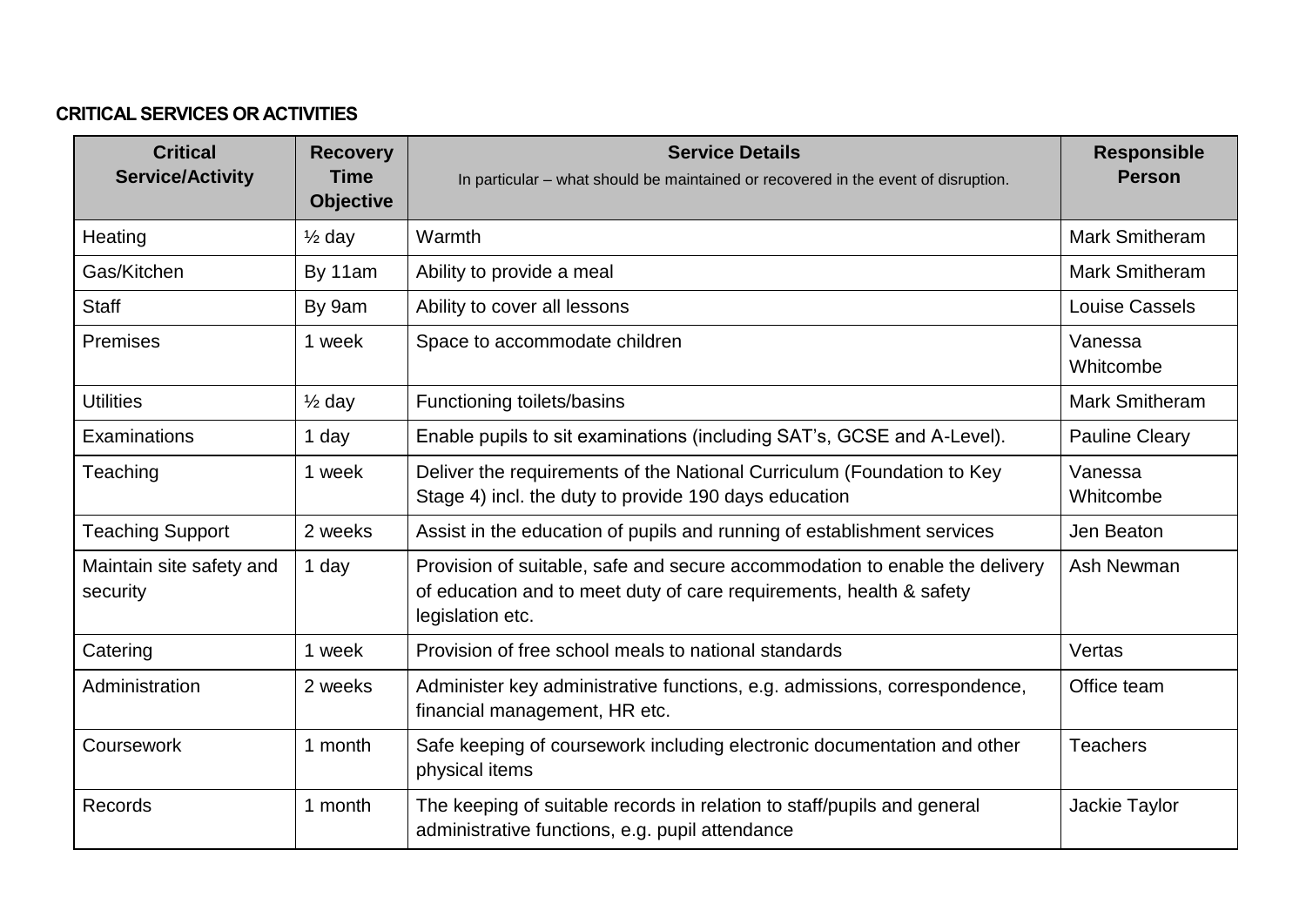**CRITICAL SERVICES OR ACTIVITIES**

| Critical Service/Activity | Recovery Time Objective | Service Details<br>In particular – what should be maintained or recovered in the event of disruption. | Responsible Person |
|---|---|---|---|
| Heating | ½ day | Warmth | Mark Smitheram |
| Gas/Kitchen | By 11am | Ability to provide a meal | Mark Smitheram |
| Staff | By 9am | Ability to cover all lessons | Louise Cassels |
| Premises | 1 week | Space to accommodate children | Vanessa Whitcombe |
| Utilities | ½ day | Functioning toilets/basins | Mark Smitheram |
| Examinations | 1 day | Enable pupils to sit examinations (including SAT's, GCSE and A-Level). | Pauline Cleary |
| Teaching | 1 week | Deliver the requirements of the National Curriculum (Foundation to Key Stage 4) incl. the duty to provide 190 days education | Vanessa Whitcombe |
| Teaching Support | 2 weeks | Assist in the education of pupils and running of establishment services | Jen Beaton |
| Maintain site safety and security | 1 day | Provision of suitable, safe and secure accommodation to enable the delivery of education and to meet duty of care requirements, health & safety legislation etc. | Ash Newman |
| Catering | 1 week | Provision of free school meals to national standards | Vertas |
| Administration | 2 weeks | Administer key administrative functions, e.g. admissions, correspondence, financial management, HR etc. | Office team |
| Coursework | 1 month | Safe keeping of coursework including electronic documentation and other physical items | Teachers |
| Records | 1 month | The keeping of suitable records in relation to staff/pupils and general administrative functions, e.g. pupil attendance | Jackie Taylor |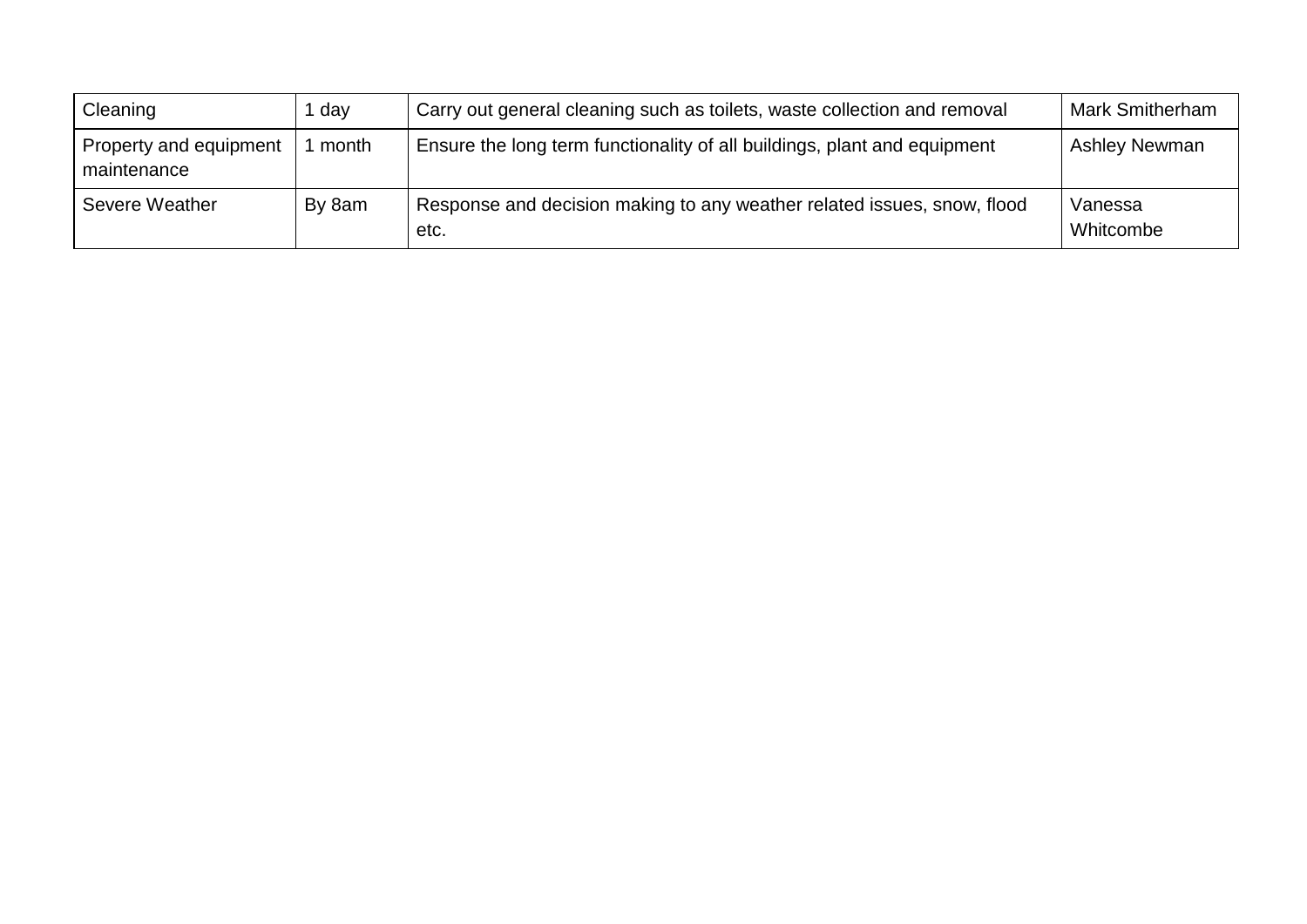| Cleaning | 1 day | Carry out general cleaning such as toilets, waste collection and removal | Mark Smitherham |
|---|---|---|---|
| Property and equipment maintenance | 1 month | Ensure the long term functionality of all buildings, plant and equipment | Ashley Newman |
| Severe Weather | By 8am | Response and decision making to any weather related issues, snow, flood etc. | Vanessa Whitcombe |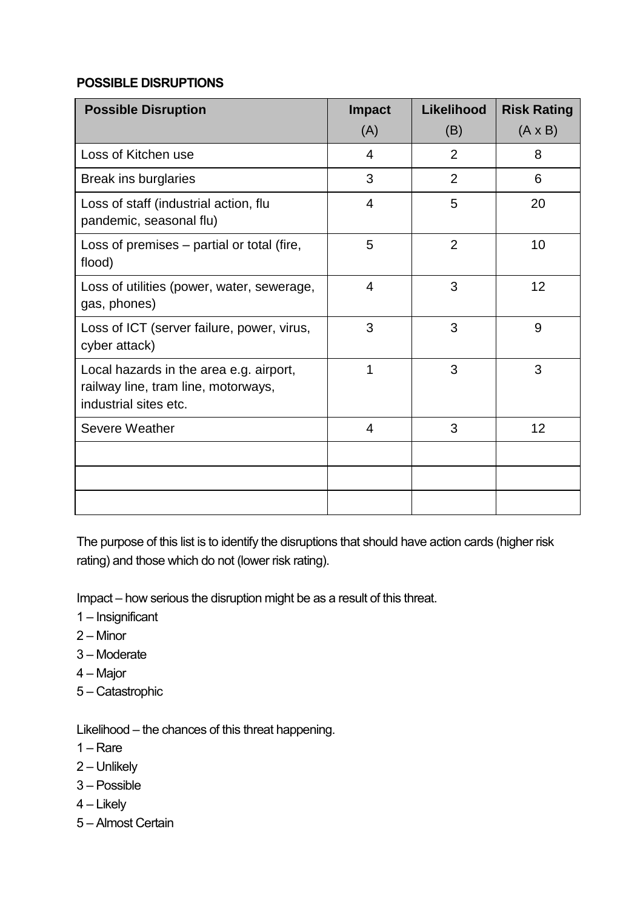**POSSIBLE DISRUPTIONS**

| **Possible Disruption** | **Impact** (A) | **Likelihood** (B) | **Risk Rating** (A x B) |
|---|---|---|---|
| Loss of Kitchen use | 4 | 2 | 8 |
| Break ins burglaries | 3 | 2 | 6 |
| Loss of staff (industrial action, flu pandemic, seasonal flu) | 4 | 5 | 20 |
| Loss of premises – partial or total (fire, flood) | 5 | 2 | 10 |
| Loss of utilities (power, water, sewerage, gas, phones) | 4 | 3 | 12 |
| Loss of ICT (server failure, power, virus, cyber attack) | 3 | 3 | 9 |
| Local hazards in the area e.g. airport, railway line, tram line, motorways, industrial sites etc. | 1 | 3 | 3 |
| Severe Weather | 4 | 3 | 12 |
| | | | |
| | | | |
| | | | |

The purpose of this list is to identify the disruptions that should have action cards (higher risk rating) and those which do not (lower risk rating).

Impact – how serious the disruption might be as a result of this threat.

1 – Insignificant
2 – Minor
3 – Moderate
4 – Major
5 – Catastrophic

Likelihood – the chances of this threat happening.

1 – Rare
2 – Unlikely
3 – Possible
4 – Likely
5 – Almost Certain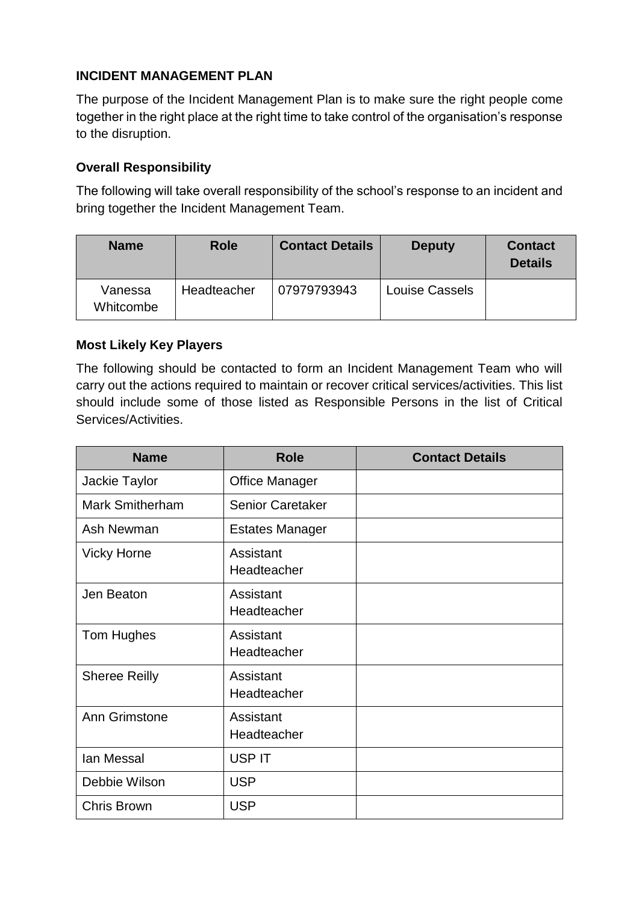**INCIDENT MANAGEMENT PLAN**

The purpose of the Incident Management Plan is to make sure the right people come together in the right place at the right time to take control of the organisation's response to the disruption.

**Overall Responsibility**

The following will take overall responsibility of the school's response to an incident and bring together the Incident Management Team.

| Name | Role | Contact Details | Deputy | Contact Details |
|---|---|---|---|---|
| Vanessa Whitcombe | Headteacher | 07979793943 | Louise Cassels | |

**Most Likely Key Players**

The following should be contacted to form an Incident Management Team who will carry out the actions required to maintain or recover critical services/activities. This list should include some of those listed as Responsible Persons in the list of Critical Services/Activities.

| Name | Role | Contact Details |
|---|---|---|
| Jackie Taylor | Office Manager | |
| Mark Smitherham | Senior Caretaker | |
| Ash Newman | Estates Manager | |
| Vicky Horne | Assistant Headteacher | |
| Jen Beaton | Assistant Headteacher | |
| Tom Hughes | Assistant Headteacher | |
| Sheree Reilly | Assistant Headteacher | |
| Ann Grimstone | Assistant Headteacher | |
| Ian Messal | USP IT | |
| Debbie Wilson | USP | |
| Chris Brown | USP | |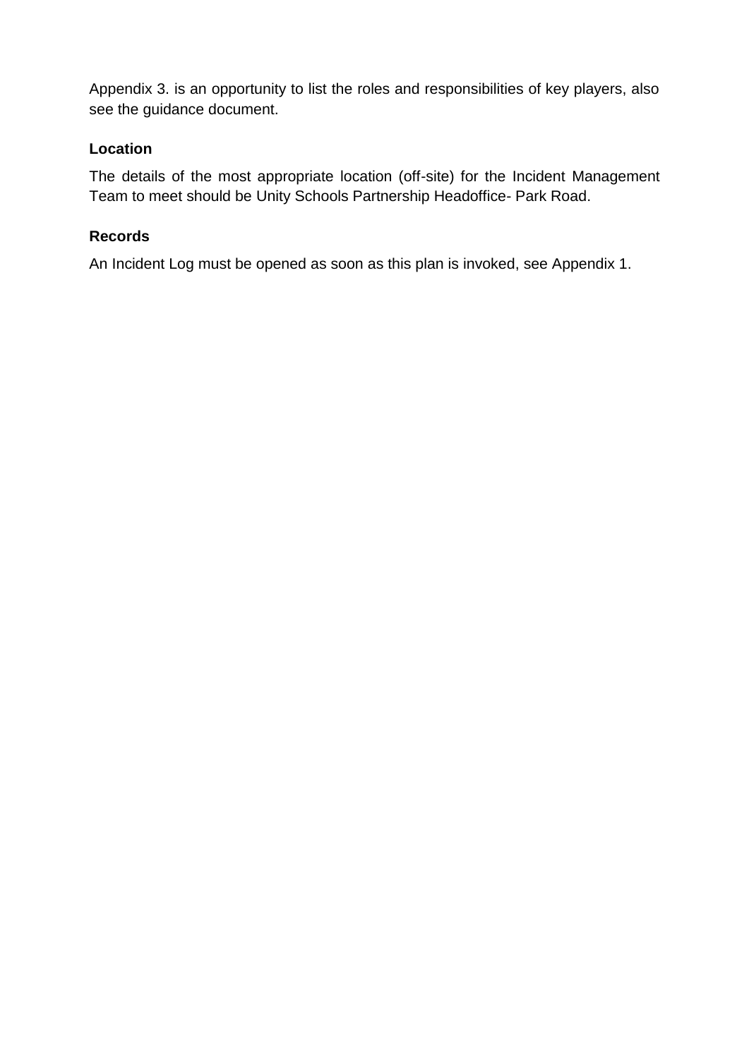Appendix 3. is an opportunity to list the roles and responsibilities of key players, also see the guidance document.

**Location**

The details of the most appropriate location (off-site) for the Incident Management Team to meet should be Unity Schools Partnership Headoffice- Park Road.

**Records**

An Incident Log must be opened as soon as this plan is invoked, see Appendix 1.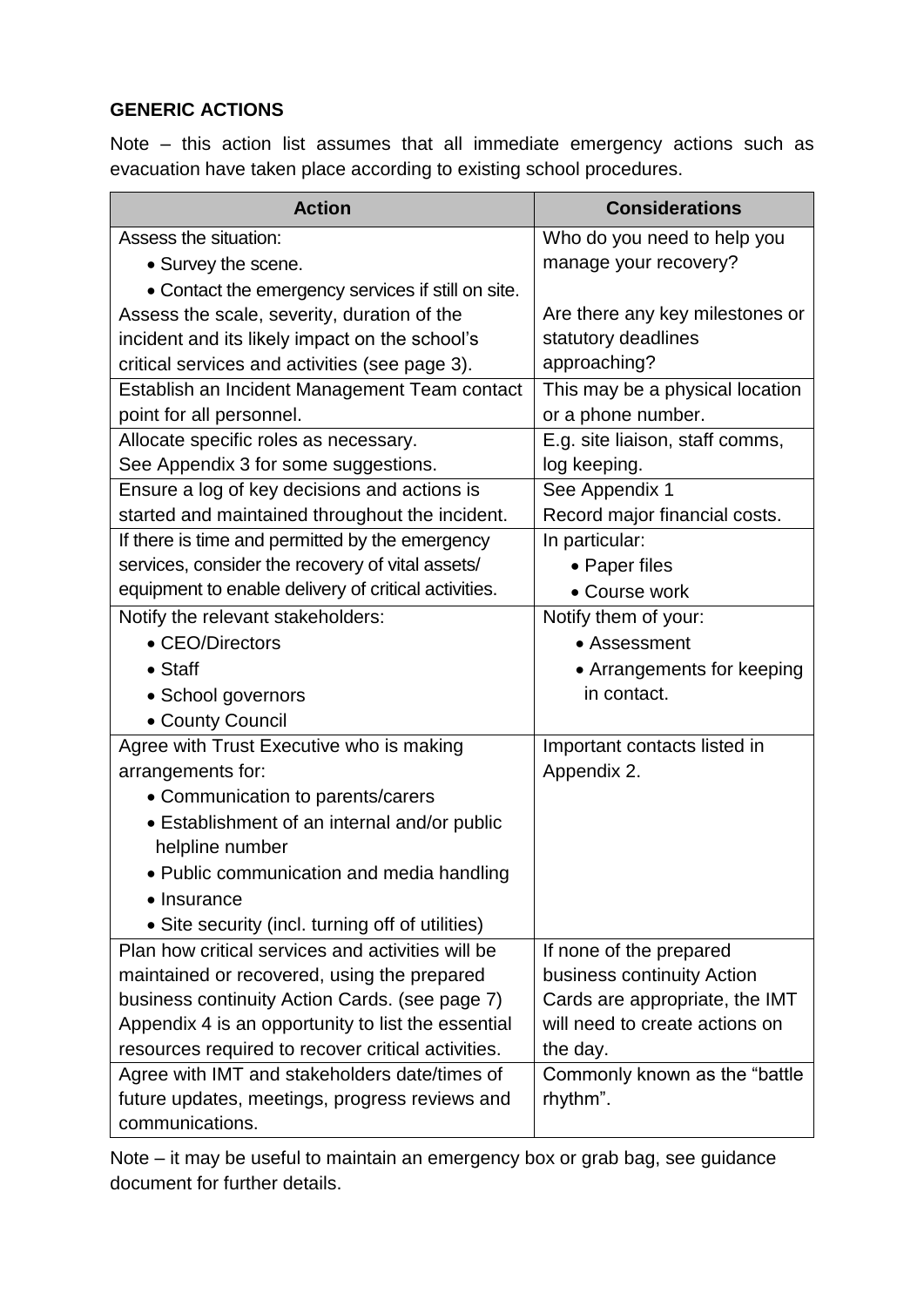## GENERIC ACTIONS

Note – this action list assumes that all immediate emergency actions such as evacuation have taken place according to existing school procedures.

| Action | Considerations |
|---|---|
| Assess the situation:<br>• Survey the scene.<br>• Contact the emergency services if still on site.<br>Assess the scale, severity, duration of the incident and its likely impact on the school's critical services and activities (see page 3). | Who do you need to help you manage your recovery?<br><br>Are there any key milestones or statutory deadlines approaching? |
| Establish an Incident Management Team contact point for all personnel. | This may be a physical location or a phone number. |
| Allocate specific roles as necessary.<br>See Appendix 3 for some suggestions. | E.g. site liaison, staff comms, log keeping. |
| Ensure a log of key decisions and actions is started and maintained throughout the incident. | See Appendix 1<br>Record major financial costs. |
| If there is time and permitted by the emergency services, consider the recovery of vital assets/ equipment to enable delivery of critical activities. | In particular:<br>• Paper files<br>• Course work |
| Notify the relevant stakeholders:<br>• CEO/Directors<br>• Staff<br>• School governors<br>• County Council | Notify them of your:<br>• Assessment<br>• Arrangements for keeping in contact. |
| Agree with Trust Executive who is making arrangements for:<br>• Communication to parents/carers<br>• Establishment of an internal and/or public helpline number<br>• Public communication and media handling<br>• Insurance<br>• Site security (incl. turning off of utilities) | Important contacts listed in Appendix 2. |
| Plan how critical services and activities will be maintained or recovered, using the prepared business continuity Action Cards. (see page 7)<br>Appendix 4 is an opportunity to list the essential resources required to recover critical activities. | If none of the prepared business continuity Action Cards are appropriate, the IMT will need to create actions on the day. |
| Agree with IMT and stakeholders date/times of future updates, meetings, progress reviews and communications. | Commonly known as the "battle rhythm". |

Note – it may be useful to maintain an emergency box or grab bag, see guidance document for further details.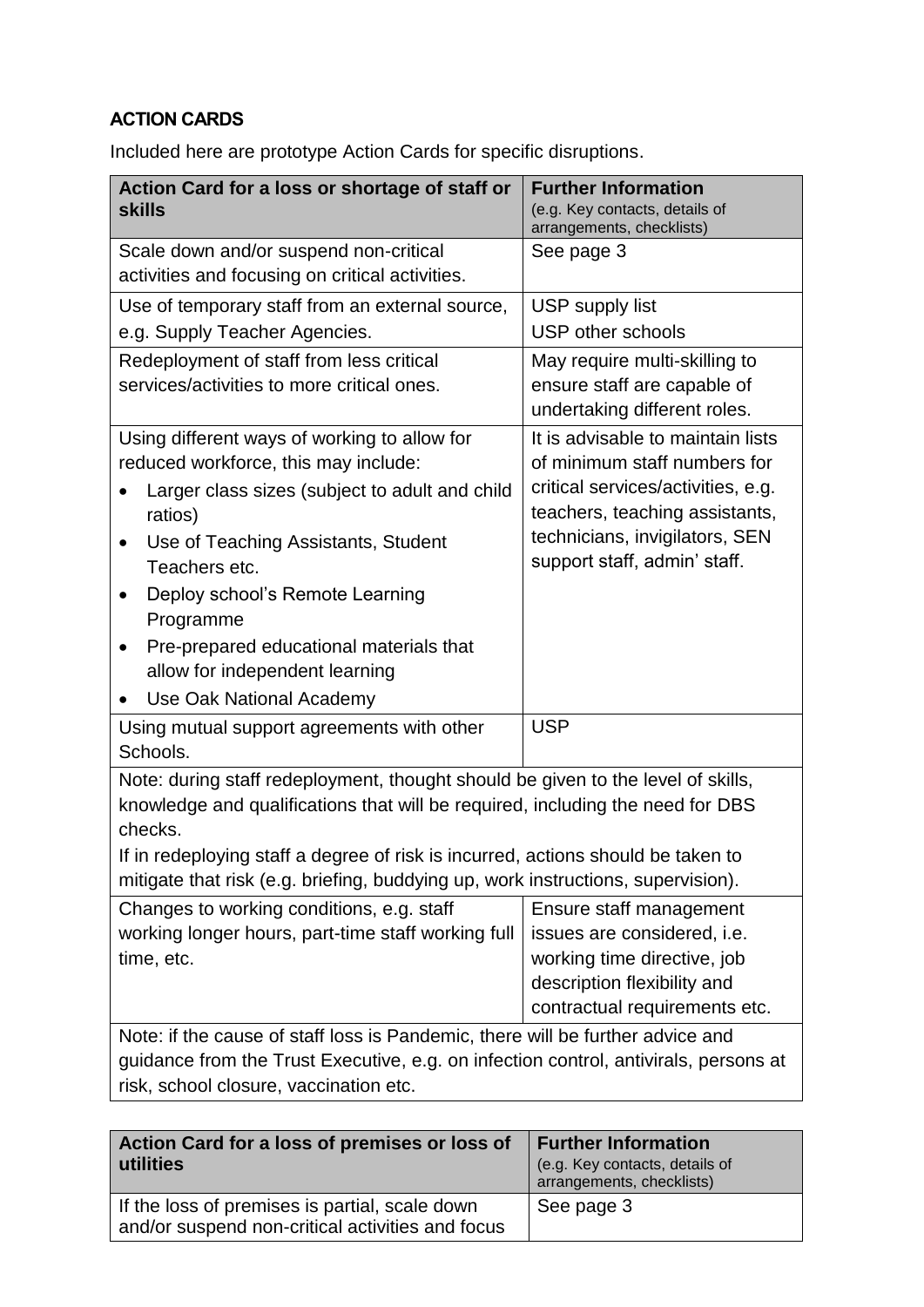**ACTION CARDS**

Included here are prototype Action Cards for specific disruptions.

| **Action Card for a loss or shortage of staff or skills** | **Further Information** (e.g. Key contacts, details of arrangements, checklists) |
|---|---|
| Scale down and/or suspend non-critical activities and focusing on critical activities. | See page 3 |
| Use of temporary staff from an external source, e.g. Supply Teacher Agencies. | USP supply list<br>USP other schools |
| Redeployment of staff from less critical services/activities to more critical ones. | May require multi-skilling to ensure staff are capable of undertaking different roles. |
| Using different ways of working to allow for reduced workforce, this may include:<br>• Larger class sizes (subject to adult and child ratios)<br>• Use of Teaching Assistants, Student Teachers etc.<br>• Deploy school's Remote Learning Programme<br>• Pre-prepared educational materials that allow for independent learning<br>• Use Oak National Academy | It is advisable to maintain lists of minimum staff numbers for critical services/activities, e.g. teachers, teaching assistants, technicians, invigilators, SEN support staff, admin' staff. |
| Using mutual support agreements with other Schools. | USP |
| Note: during staff redeployment, thought should be given to the level of skills, knowledge and qualifications that will be required, including the need for DBS checks.<br>If in redeploying staff a degree of risk is incurred, actions should be taken to mitigate that risk (e.g. briefing, buddying up, work instructions, supervision). | |
| Changes to working conditions, e.g. staff working longer hours, part-time staff working full time, etc. | Ensure staff management issues are considered, i.e. working time directive, job description flexibility and contractual requirements etc. |
| Note: if the cause of staff loss is Pandemic, there will be further advice and guidance from the Trust Executive, e.g. on infection control, antivirals, persons at risk, school closure, vaccination etc. | |

| **Action Card for a loss of premises or loss of utilities** | **Further Information** (e.g. Key contacts, details of arrangements, checklists) |
|---|---|
| If the loss of premises is partial, scale down and/or suspend non-critical activities and focus | See page 3 |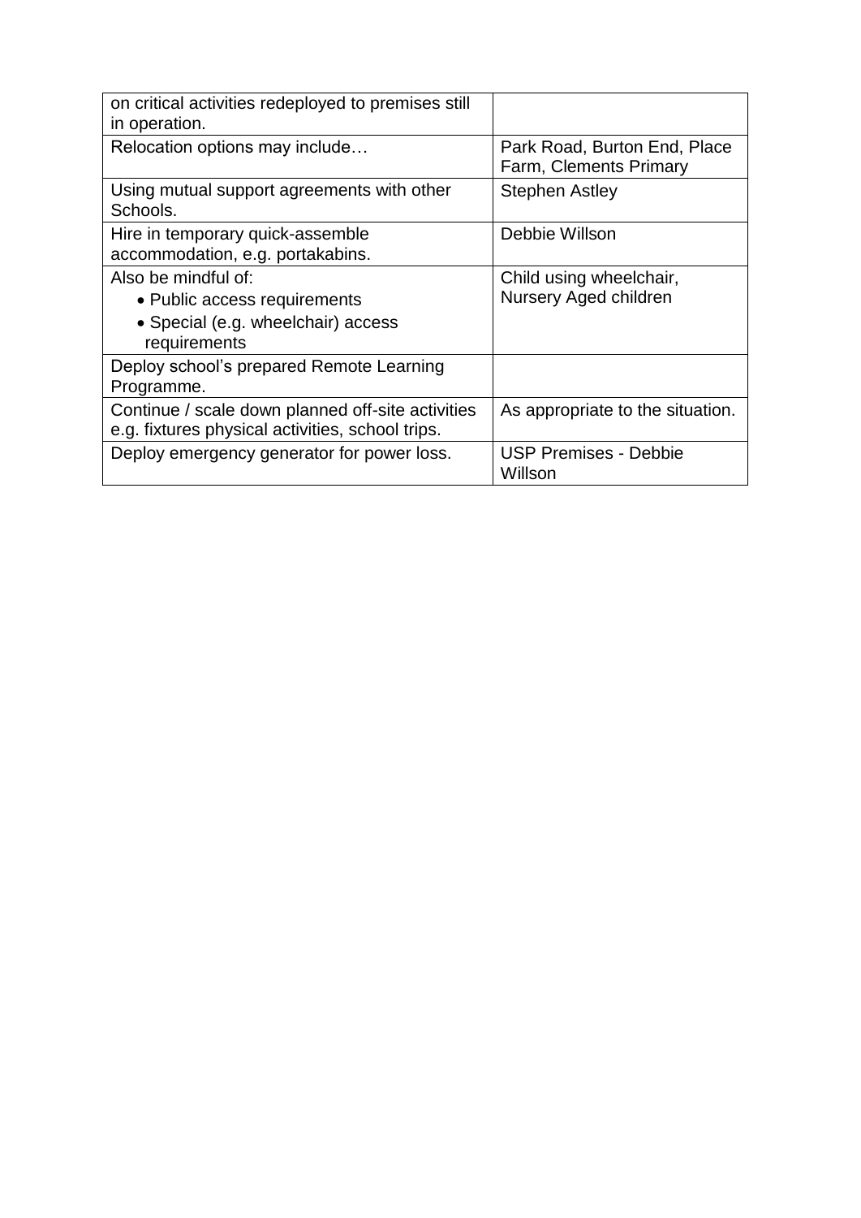| | |
|---|---|
| on critical activities redeployed to premises still in operation. | |
| Relocation options may include… | Park Road, Burton End, Place Farm, Clements Primary |
| Using mutual support agreements with other Schools. | Stephen Astley |
| Hire in temporary quick-assemble accommodation, e.g. portakabins. | Debbie Willson |
| Also be mindful of:<br>• Public access requirements<br>• Special (e.g. wheelchair) access requirements | Child using wheelchair, Nursery Aged children |
| Deploy school's prepared Remote Learning Programme. | |
| Continue / scale down planned off-site activities e.g. fixtures physical activities, school trips. | As appropriate to the situation. |
| Deploy emergency generator for power loss. | USP Premises - Debbie Willson |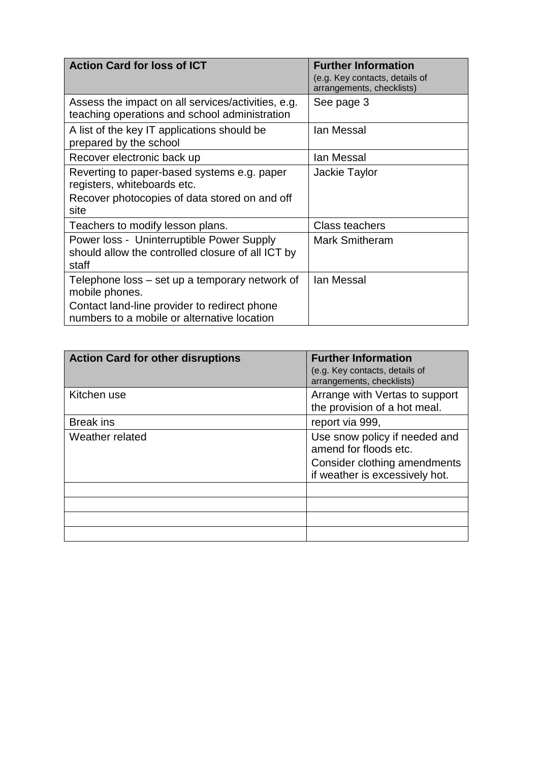| **Action Card for loss of ICT** | **Further Information** (e.g. Key contacts, details of arrangements, checklists) |
|---|---|
| Assess the impact on all services/activities, e.g. teaching operations and school administration | See page 3 |
| A list of the key IT applications should be prepared by the school | Ian Messal |
| Recover electronic back up | Ian Messal |
| Reverting to paper-based systems e.g. paper registers, whiteboards etc. Recover photocopies of data stored on and off site | Jackie Taylor |
| Teachers to modify lesson plans. | Class teachers |
| Power loss - Uninterruptible Power Supply should allow the controlled closure of all ICT by staff | Mark Smitheram |
| Telephone loss – set up a temporary network of mobile phones. Contact land-line provider to redirect phone numbers to a mobile or alternative location | Ian Messal |

| **Action Card for other disruptions** | **Further Information** (e.g. Key contacts, details of arrangements, checklists) |
|---|---|
| Kitchen use | Arrange with Vertas to support the provision of a hot meal. |
| Break ins | report via 999, |
| Weather related | Use snow policy if needed and amend for floods etc. Consider clothing amendments if weather is excessively hot. |
| | |
| | |
| | |
| | |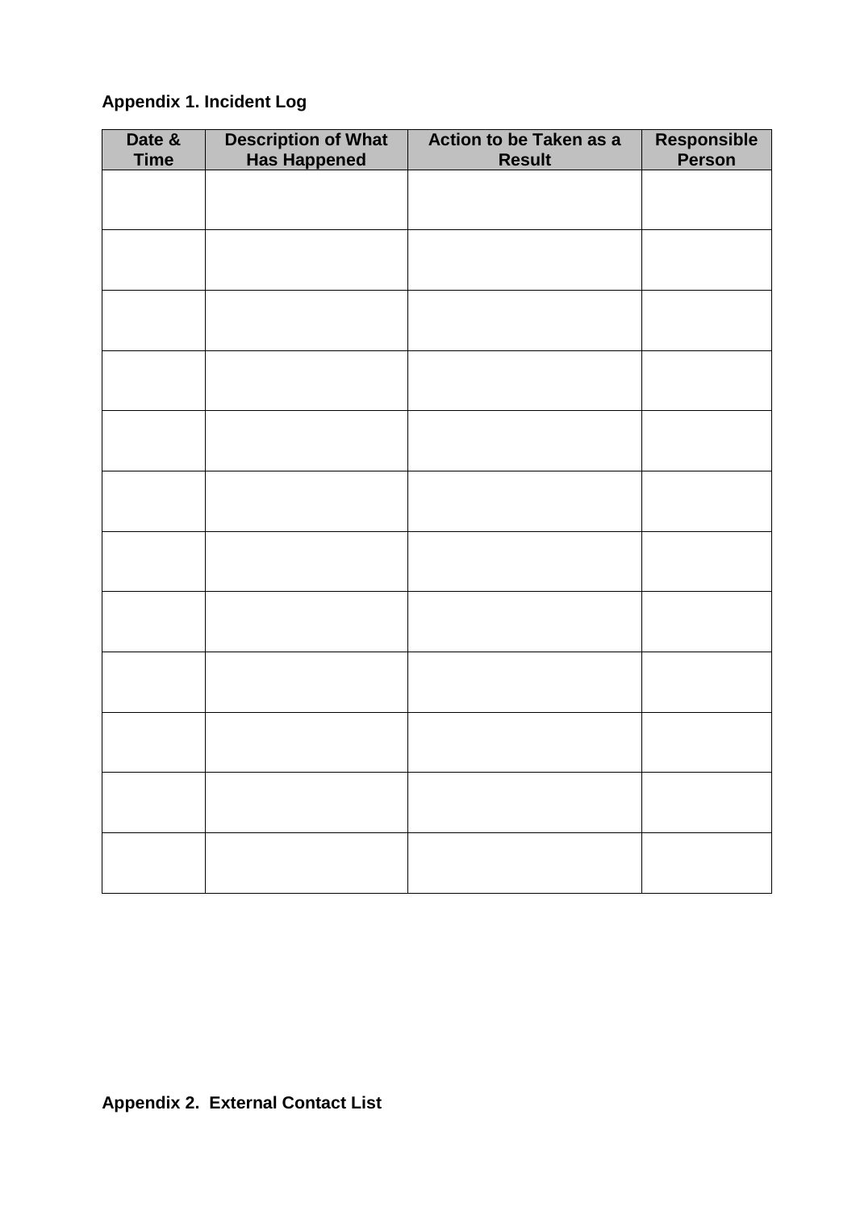**Appendix 1. Incident Log**

| Date & Time | Description of What Has Happened | Action to be Taken as a Result | Responsible Person |
|---|---|---|---|
| | | | |
| | | | |
| | | | |
| | | | |
| | | | |
| | | | |
| | | | |
| | | | |
| | | | |
| | | | |
| | | | |
| | | | |

**Appendix 2. External Contact List**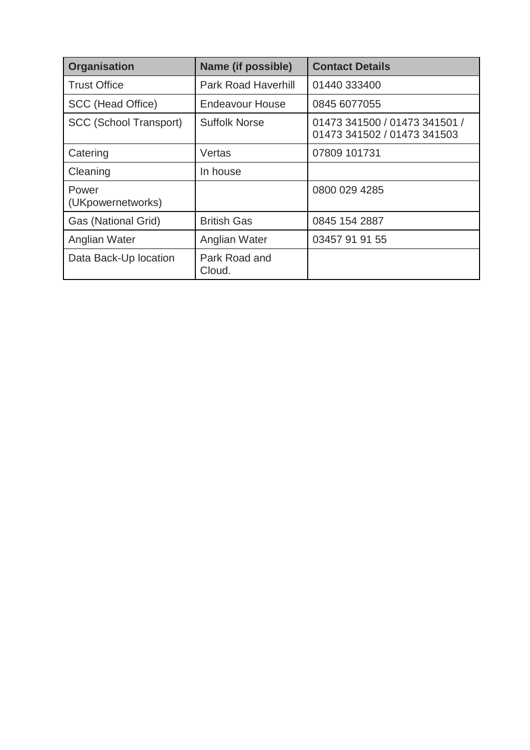| Organisation | Name (if possible) | Contact Details |
| --- | --- | --- |
| Trust Office | Park Road Haverhill | 01440 333400 |
| SCC (Head Office) | Endeavour House | 0845 6077055 |
| SCC (School Transport) | Suffolk Norse | 01473 341500 / 01473 341501 / 01473 341502 / 01473 341503 |
| Catering | Vertas | 07809 101731 |
| Cleaning | In house | |
| Power (UKpowernetworks) | | 0800 029 4285 |
| Gas (National Grid) | British Gas | 0845 154 2887 |
| Anglian Water | Anglian Water | 03457 91 91 55 |
| Data Back-Up location | Park Road and Cloud. | |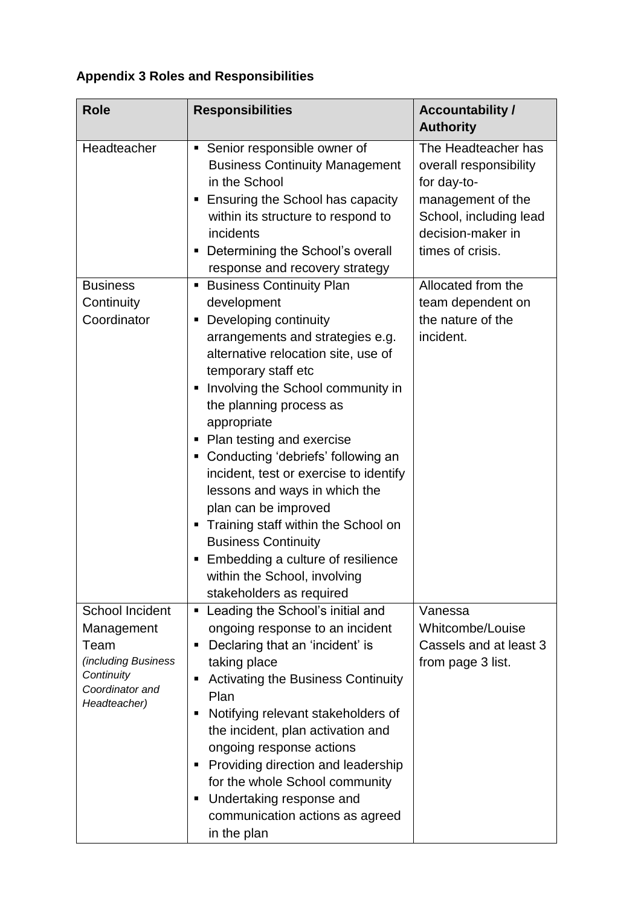**Appendix 3 Roles and Responsibilities**

| Role | Responsibilities | Accountability / Authority |
| --- | --- | --- |
| Headteacher | ▪ Senior responsible owner of Business Continuity Management in the School<br>▪ Ensuring the School has capacity within its structure to respond to incidents<br>▪ Determining the School's overall response and recovery strategy | The Headteacher has overall responsibility for day-to-management of the School, including lead decision-maker in times of crisis. |
| Business Continuity Coordinator | ▪ Business Continuity Plan development<br>▪ Developing continuity arrangements and strategies e.g. alternative relocation site, use of temporary staff etc<br>▪ Involving the School community in the planning process as appropriate<br>▪ Plan testing and exercise<br>▪ Conducting 'debriefs' following an incident, test or exercise to identify lessons and ways in which the plan can be improved<br>▪ Training staff within the School on Business Continuity<br>▪ Embedding a culture of resilience within the School, involving stakeholders as required | Allocated from the team dependent on the nature of the incident. |
| School Incident Management Team *(including Business Continuity Coordinator and Headteacher)* | ▪ Leading the School's initial and ongoing response to an incident<br>▪ Declaring that an 'incident' is taking place<br>▪ Activating the Business Continuity Plan<br>▪ Notifying relevant stakeholders of the incident, plan activation and ongoing response actions<br>▪ Providing direction and leadership for the whole School community<br>▪ Undertaking response and communication actions as agreed in the plan | Vanessa Whitcombe/Louise Cassels and at least 3 from page 3 list. |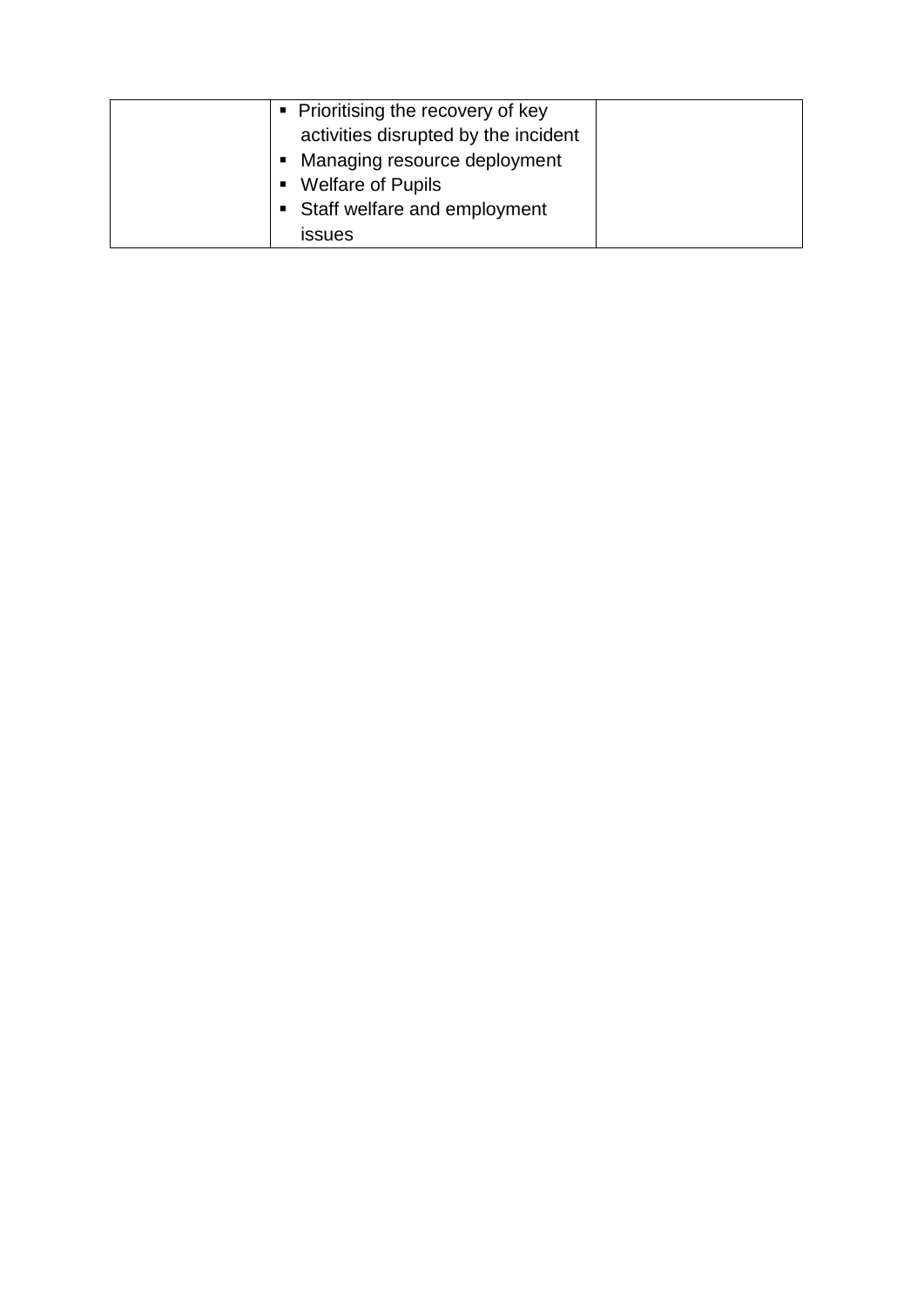| | | |
|---|---|---|
| | ▪ Prioritising the recovery of key activities disrupted by the incident<br>▪ Managing resource deployment<br>▪ Welfare of Pupils<br>▪ Staff welfare and employment issues | |